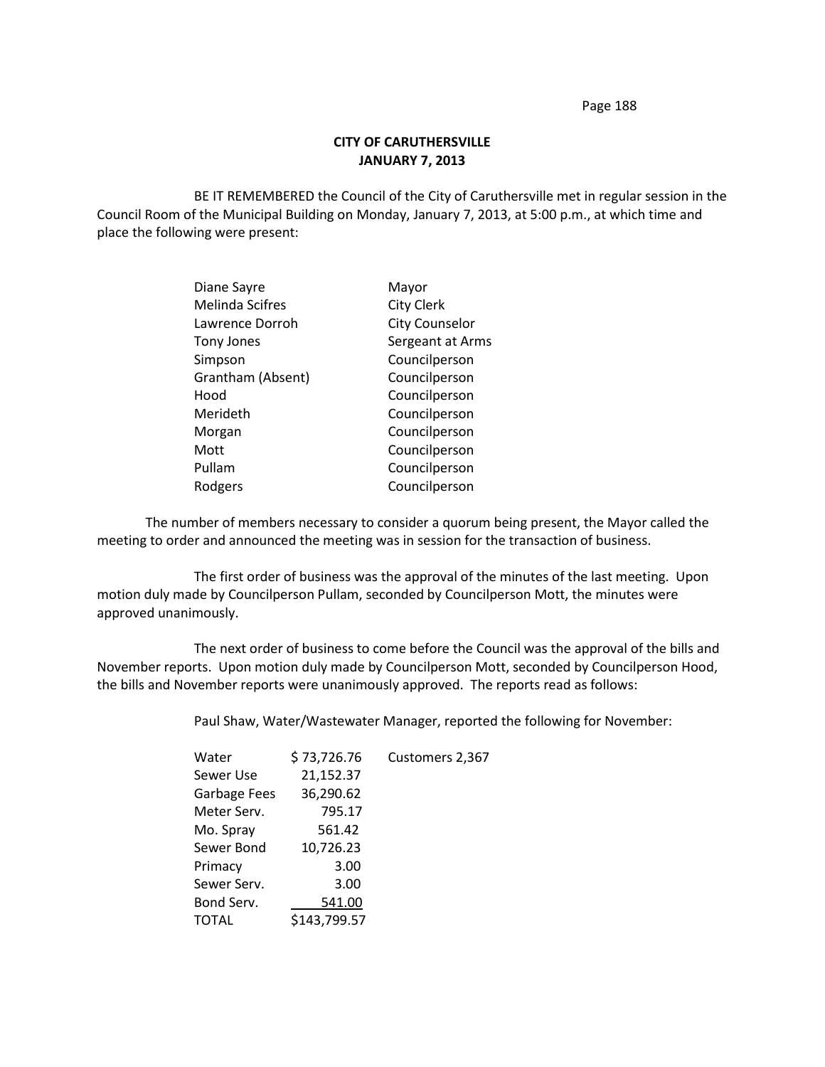**CITY OF CARUTHERSVILLE**
**JANUARY 7, 2013**

BE IT REMEMBERED the Council of the City of Caruthersville met in regular session in the Council Room of the Municipal Building on Monday, January 7, 2013, at 5:00 p.m., at which time and place the following were present:

| | |
|---|---|
| Diane Sayre | Mayor |
| Melinda Scifres | City Clerk |
| Lawrence Dorroh | City Counselor |
| Tony Jones | Sergeant at Arms |
| Simpson | Councilperson |
| Grantham (Absent) | Councilperson |
| Hood | Councilperson |
| Merideth | Councilperson |
| Morgan | Councilperson |
| Mott | Councilperson |
| Pullam | Councilperson |
| Rodgers | Councilperson |

The number of members necessary to consider a quorum being present, the Mayor called the meeting to order and announced the meeting was in session for the transaction of business.

The first order of business was the approval of the minutes of the last meeting. Upon motion duly made by Councilperson Pullam, seconded by Councilperson Mott, the minutes were approved unanimously.

The next order of business to come before the Council was the approval of the bills and November reports. Upon motion duly made by Councilperson Mott, seconded by Councilperson Hood, the bills and November reports were unanimously approved. The reports read as follows:

Paul Shaw, Water/Wastewater Manager, reported the following for November:

| | | |
|---|---|---|
| Water | $ 73,726.76 | Customers 2,367 |
| Sewer Use | 21,152.37 | |
| Garbage Fees | 36,290.62 | |
| Meter Serv. | 795.17 | |
| Mo. Spray | 561.42 | |
| Sewer Bond | 10,726.23 | |
| Primacy | 3.00 | |
| Sewer Serv. | 3.00 | |
| Bond Serv. | 541.00 | |
| TOTAL | $143,799.57 | |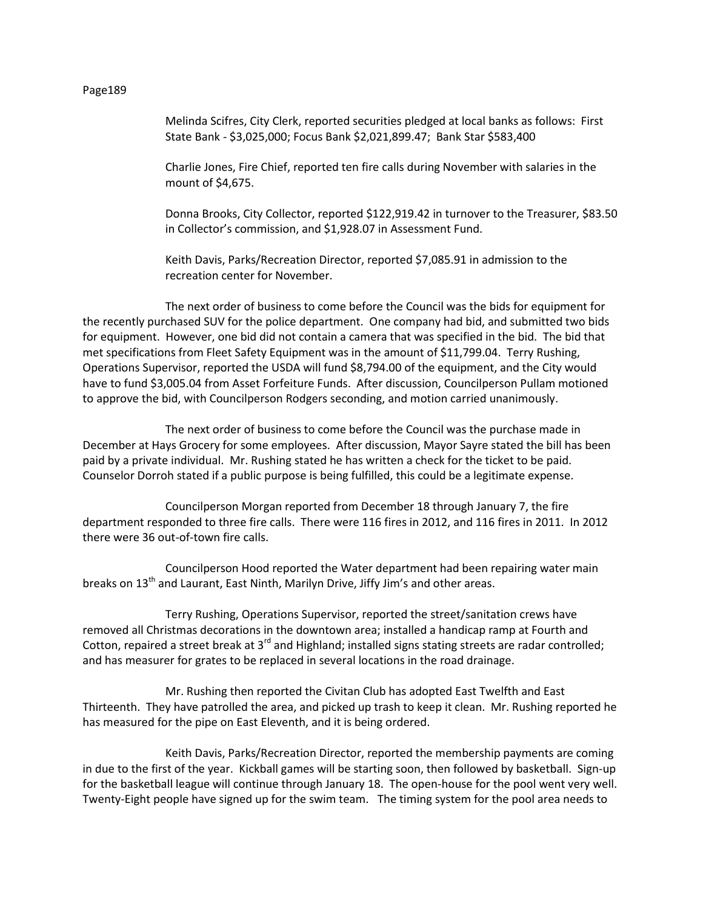Melinda Scifres, City Clerk, reported securities pledged at local banks as follows: First State Bank - $3,025,000; Focus Bank $2,021,899.47; Bank Star $583,400

Charlie Jones, Fire Chief, reported ten fire calls during November with salaries in the mount of $4,675.

Donna Brooks, City Collector, reported $122,919.42 in turnover to the Treasurer, $83.50 in Collector's commission, and $1,928.07 in Assessment Fund.

Keith Davis, Parks/Recreation Director, reported $7,085.91 in admission to the recreation center for November.

The next order of business to come before the Council was the bids for equipment for the recently purchased SUV for the police department. One company had bid, and submitted two bids for equipment. However, one bid did not contain a camera that was specified in the bid. The bid that met specifications from Fleet Safety Equipment was in the amount of $11,799.04. Terry Rushing, Operations Supervisor, reported the USDA will fund $8,794.00 of the equipment, and the City would have to fund $3,005.04 from Asset Forfeiture Funds. After discussion, Councilperson Pullam motioned to approve the bid, with Councilperson Rodgers seconding, and motion carried unanimously.

The next order of business to come before the Council was the purchase made in December at Hays Grocery for some employees. After discussion, Mayor Sayre stated the bill has been paid by a private individual. Mr. Rushing stated he has written a check for the ticket to be paid. Counselor Dorroh stated if a public purpose is being fulfilled, this could be a legitimate expense.

Councilperson Morgan reported from December 18 through January 7, the fire department responded to three fire calls. There were 116 fires in 2012, and 116 fires in 2011. In 2012 there were 36 out-of-town fire calls.

Councilperson Hood reported the Water department had been repairing water main breaks on 13th and Laurant, East Ninth, Marilyn Drive, Jiffy Jim's and other areas.

Terry Rushing, Operations Supervisor, reported the street/sanitation crews have removed all Christmas decorations in the downtown area; installed a handicap ramp at Fourth and Cotton, repaired a street break at 3rd and Highland; installed signs stating streets are radar controlled; and has measurer for grates to be replaced in several locations in the road drainage.

Mr. Rushing then reported the Civitan Club has adopted East Twelfth and East Thirteenth. They have patrolled the area, and picked up trash to keep it clean. Mr. Rushing reported he has measured for the pipe on East Eleventh, and it is being ordered.

Keith Davis, Parks/Recreation Director, reported the membership payments are coming in due to the first of the year. Kickball games will be starting soon, then followed by basketball. Sign-up for the basketball league will continue through January 18. The open-house for the pool went very well. Twenty-Eight people have signed up for the swim team. The timing system for the pool area needs to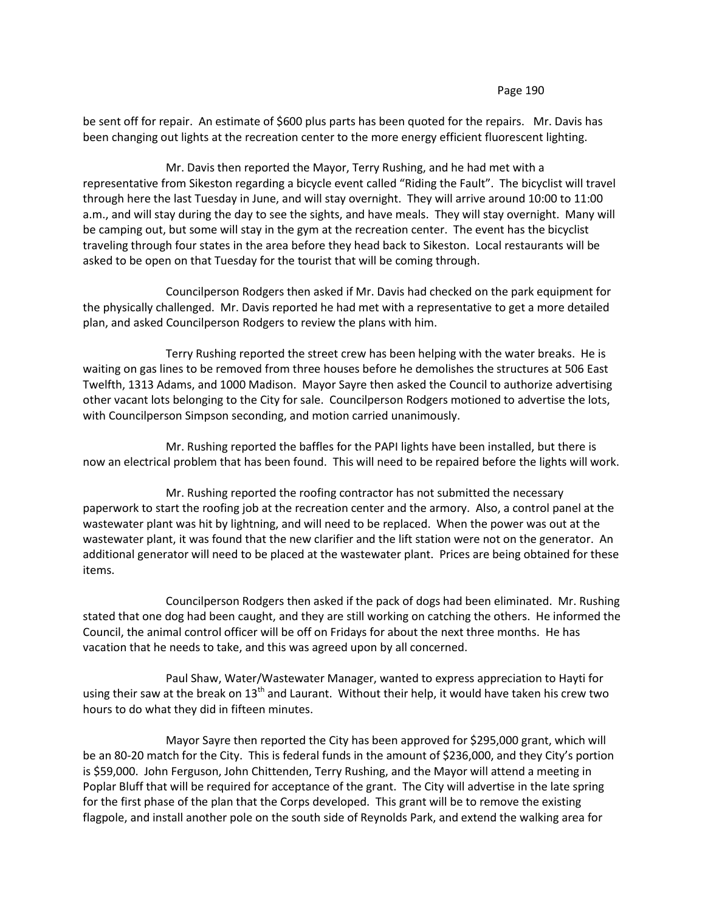be sent off for repair. An estimate of $600 plus parts has been quoted for the repairs. Mr. Davis has been changing out lights at the recreation center to the more energy efficient fluorescent lighting.

Mr. Davis then reported the Mayor, Terry Rushing, and he had met with a representative from Sikeston regarding a bicycle event called "Riding the Fault". The bicyclist will travel through here the last Tuesday in June, and will stay overnight. They will arrive around 10:00 to 11:00 a.m., and will stay during the day to see the sights, and have meals. They will stay overnight. Many will be camping out, but some will stay in the gym at the recreation center. The event has the bicyclist traveling through four states in the area before they head back to Sikeston. Local restaurants will be asked to be open on that Tuesday for the tourist that will be coming through.

Councilperson Rodgers then asked if Mr. Davis had checked on the park equipment for the physically challenged. Mr. Davis reported he had met with a representative to get a more detailed plan, and asked Councilperson Rodgers to review the plans with him.

Terry Rushing reported the street crew has been helping with the water breaks. He is waiting on gas lines to be removed from three houses before he demolishes the structures at 506 East Twelfth, 1313 Adams, and 1000 Madison. Mayor Sayre then asked the Council to authorize advertising other vacant lots belonging to the City for sale. Councilperson Rodgers motioned to advertise the lots, with Councilperson Simpson seconding, and motion carried unanimously.

Mr. Rushing reported the baffles for the PAPI lights have been installed, but there is now an electrical problem that has been found. This will need to be repaired before the lights will work.

Mr. Rushing reported the roofing contractor has not submitted the necessary paperwork to start the roofing job at the recreation center and the armory. Also, a control panel at the wastewater plant was hit by lightning, and will need to be replaced. When the power was out at the wastewater plant, it was found that the new clarifier and the lift station were not on the generator. An additional generator will need to be placed at the wastewater plant. Prices are being obtained for these items.

Councilperson Rodgers then asked if the pack of dogs had been eliminated. Mr. Rushing stated that one dog had been caught, and they are still working on catching the others. He informed the Council, the animal control officer will be off on Fridays for about the next three months. He has vacation that he needs to take, and this was agreed upon by all concerned.

Paul Shaw, Water/Wastewater Manager, wanted to express appreciation to Hayti for using their saw at the break on 13th and Laurant. Without their help, it would have taken his crew two hours to do what they did in fifteen minutes.

Mayor Sayre then reported the City has been approved for $295,000 grant, which will be an 80-20 match for the City. This is federal funds in the amount of $236,000, and they City's portion is $59,000. John Ferguson, John Chittenden, Terry Rushing, and the Mayor will attend a meeting in Poplar Bluff that will be required for acceptance of the grant. The City will advertise in the late spring for the first phase of the plan that the Corps developed. This grant will be to remove the existing flagpole, and install another pole on the south side of Reynolds Park, and extend the walking area for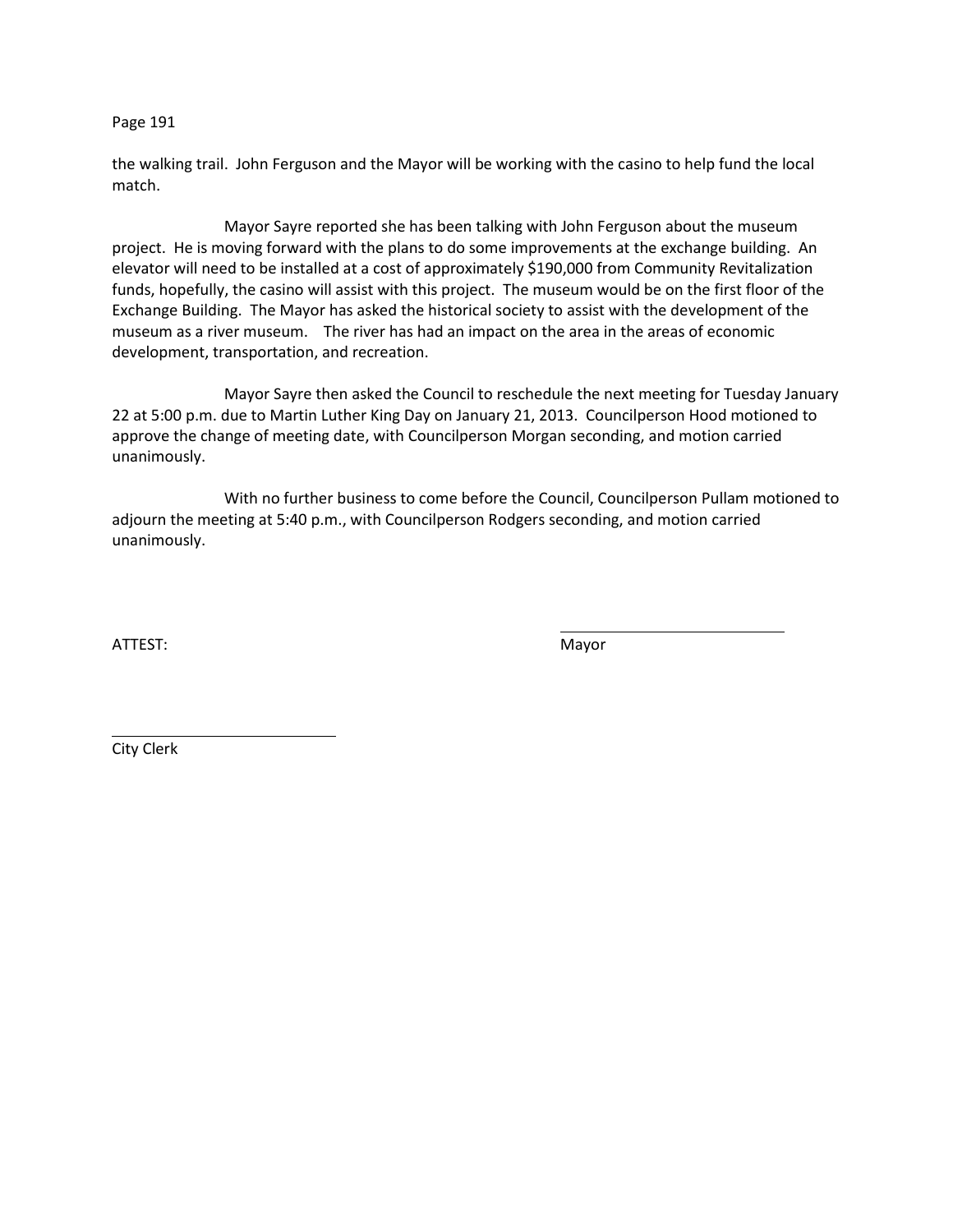the walking trail. John Ferguson and the Mayor will be working with the casino to help fund the local match.

Mayor Sayre reported she has been talking with John Ferguson about the museum project. He is moving forward with the plans to do some improvements at the exchange building. An elevator will need to be installed at a cost of approximately $190,000 from Community Revitalization funds, hopefully, the casino will assist with this project. The museum would be on the first floor of the Exchange Building. The Mayor has asked the historical society to assist with the development of the museum as a river museum. The river has had an impact on the area in the areas of economic development, transportation, and recreation.

Mayor Sayre then asked the Council to reschedule the next meeting for Tuesday January 22 at 5:00 p.m. due to Martin Luther King Day on January 21, 2013. Councilperson Hood motioned to approve the change of meeting date, with Councilperson Morgan seconding, and motion carried unanimously.

With no further business to come before the Council, Councilperson Pullam motioned to adjourn the meeting at 5:40 p.m., with Councilperson Rodgers seconding, and motion carried unanimously.

ATTEST: ______________________________ Mayor

______________________________
City Clerk